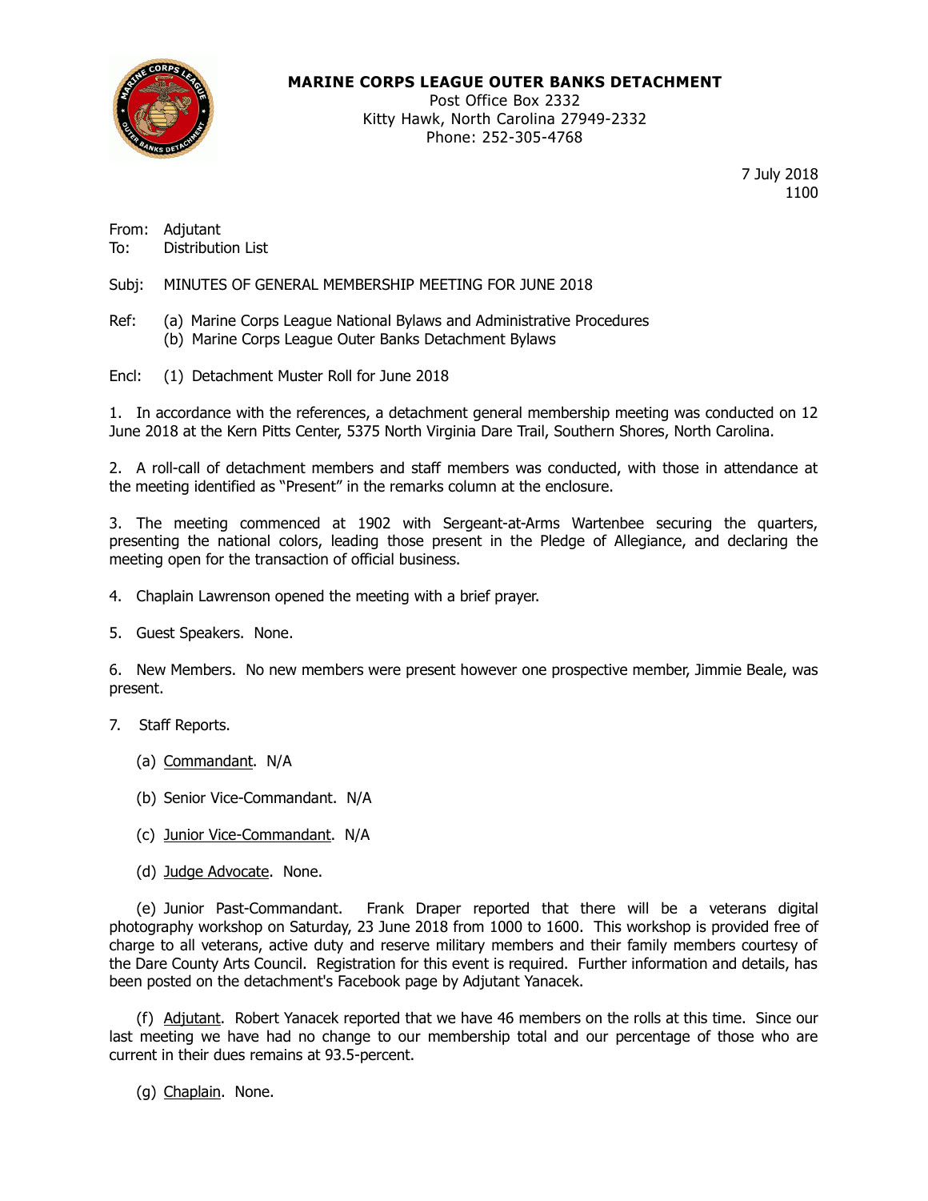**MARINE CORPS LEAGUE OUTER BANKS DETACHMENT**
Post Office Box 2332
Kitty Hawk, North Carolina 27949-2332
Phone: 252-305-4768

7 July 2018
1100

From: Adjutant
To: Distribution List

Subj: MINUTES OF GENERAL MEMBERSHIP MEETING FOR JUNE 2018

Ref: (a) Marine Corps League National Bylaws and Administrative Procedures
(b) Marine Corps League Outer Banks Detachment Bylaws

Encl: (1) Detachment Muster Roll for June 2018

1. In accordance with the references, a detachment general membership meeting was conducted on 12 June 2018 at the Kern Pitts Center, 5375 North Virginia Dare Trail, Southern Shores, North Carolina.

2. A roll-call of detachment members and staff members was conducted, with those in attendance at the meeting identified as "Present" in the remarks column at the enclosure.

3. The meeting commenced at 1902 with Sergeant-at-Arms Wartenbee securing the quarters, presenting the national colors, leading those present in the Pledge of Allegiance, and declaring the meeting open for the transaction of official business.

4. Chaplain Lawrenson opened the meeting with a brief prayer.

5. Guest Speakers. None.

6. New Members. No new members were present however one prospective member, Jimmie Beale, was present.

7. Staff Reports.

(a) Commandant. N/A

(b) Senior Vice-Commandant. N/A

(c) Junior Vice-Commandant. N/A

(d) Judge Advocate. None.

(e) Junior Past-Commandant. Frank Draper reported that there will be a veterans digital photography workshop on Saturday, 23 June 2018 from 1000 to 1600. This workshop is provided free of charge to all veterans, active duty and reserve military members and their family members courtesy of the Dare County Arts Council. Registration for this event is required. Further information and details, has been posted on the detachment's Facebook page by Adjutant Yanacek.

(f) Adjutant. Robert Yanacek reported that we have 46 members on the rolls at this time. Since our last meeting we have had no change to our membership total and our percentage of those who are current in their dues remains at 93.5-percent.

(g) Chaplain. None.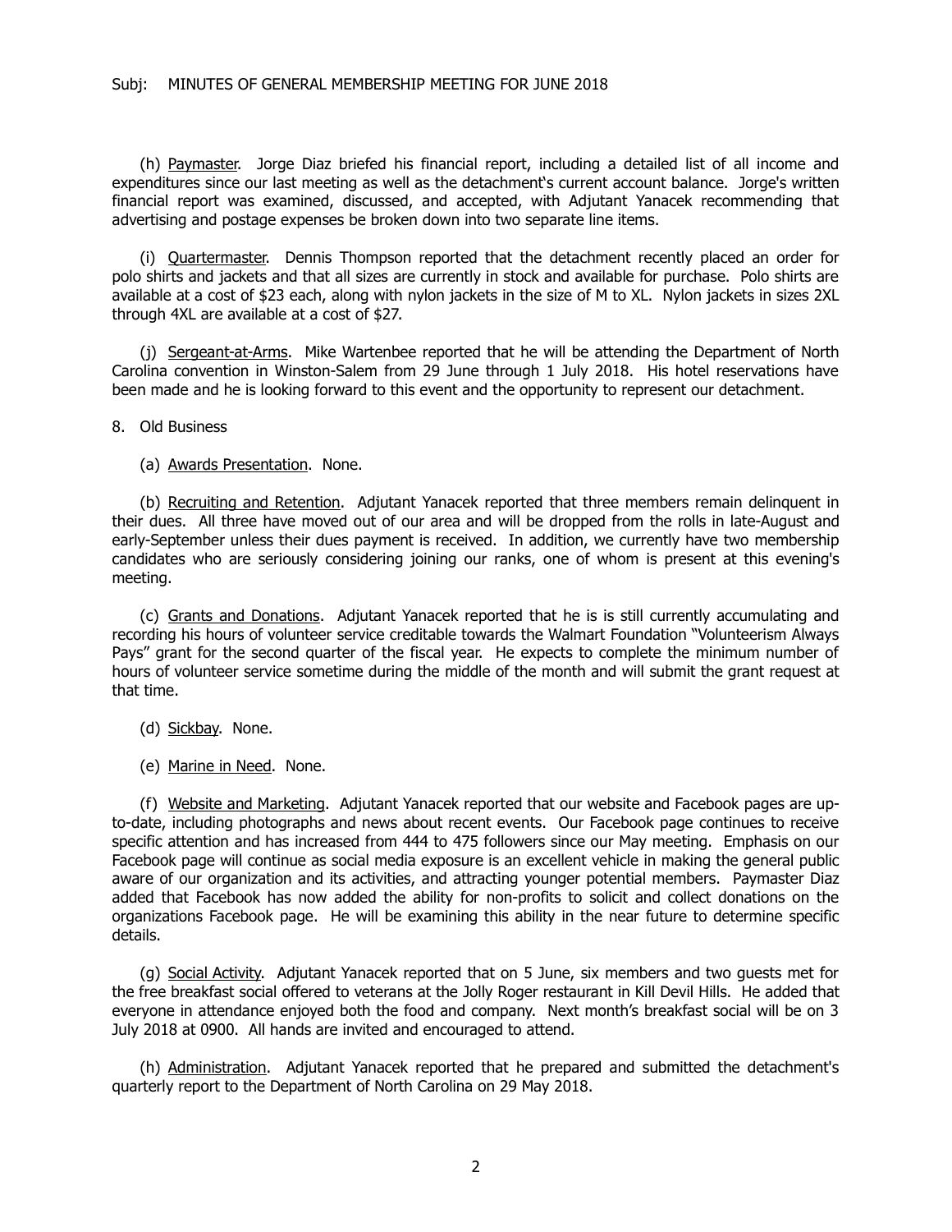Subj: MINUTES OF GENERAL MEMBERSHIP MEETING FOR JUNE 2018

(h) Paymaster. Jorge Diaz briefed his financial report, including a detailed list of all income and expenditures since our last meeting as well as the detachment's current account balance. Jorge's written financial report was examined, discussed, and accepted, with Adjutant Yanacek recommending that advertising and postage expenses be broken down into two separate line items.

(i) Quartermaster. Dennis Thompson reported that the detachment recently placed an order for polo shirts and jackets and that all sizes are currently in stock and available for purchase. Polo shirts are available at a cost of $23 each, along with nylon jackets in the size of M to XL. Nylon jackets in sizes 2XL through 4XL are available at a cost of $27.

(j) Sergeant-at-Arms. Mike Wartenbee reported that he will be attending the Department of North Carolina convention in Winston-Salem from 29 June through 1 July 2018. His hotel reservations have been made and he is looking forward to this event and the opportunity to represent our detachment.

8. Old Business

(a) Awards Presentation. None.

(b) Recruiting and Retention. Adjutant Yanacek reported that three members remain delinquent in their dues. All three have moved out of our area and will be dropped from the rolls in late-August and early-September unless their dues payment is received. In addition, we currently have two membership candidates who are seriously considering joining our ranks, one of whom is present at this evening's meeting.

(c) Grants and Donations. Adjutant Yanacek reported that he is is still currently accumulating and recording his hours of volunteer service creditable towards the Walmart Foundation "Volunteerism Always Pays" grant for the second quarter of the fiscal year. He expects to complete the minimum number of hours of volunteer service sometime during the middle of the month and will submit the grant request at that time.

(d) Sickbay. None.

(e) Marine in Need. None.

(f) Website and Marketing. Adjutant Yanacek reported that our website and Facebook pages are up-to-date, including photographs and news about recent events. Our Facebook page continues to receive specific attention and has increased from 444 to 475 followers since our May meeting. Emphasis on our Facebook page will continue as social media exposure is an excellent vehicle in making the general public aware of our organization and its activities, and attracting younger potential members. Paymaster Diaz added that Facebook has now added the ability for non-profits to solicit and collect donations on the organizations Facebook page. He will be examining this ability in the near future to determine specific details.

(g) Social Activity. Adjutant Yanacek reported that on 5 June, six members and two guests met for the free breakfast social offered to veterans at the Jolly Roger restaurant in Kill Devil Hills. He added that everyone in attendance enjoyed both the food and company. Next month's breakfast social will be on 3 July 2018 at 0900. All hands are invited and encouraged to attend.

(h) Administration. Adjutant Yanacek reported that he prepared and submitted the detachment's quarterly report to the Department of North Carolina on 29 May 2018.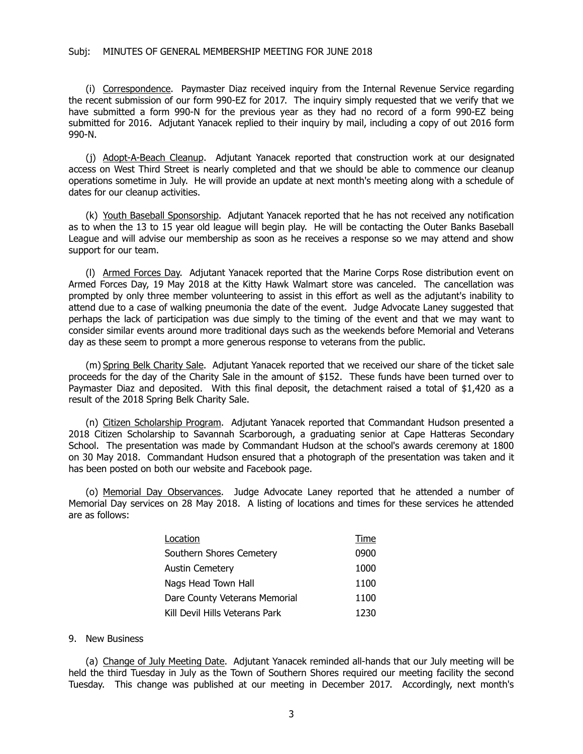Subj: MINUTES OF GENERAL MEMBERSHIP MEETING FOR JUNE 2018

(i) Correspondence. Paymaster Diaz received inquiry from the Internal Revenue Service regarding the recent submission of our form 990-EZ for 2017. The inquiry simply requested that we verify that we have submitted a form 990-N for the previous year as they had no record of a form 990-EZ being submitted for 2016. Adjutant Yanacek replied to their inquiry by mail, including a copy of out 2016 form 990-N.

(j) Adopt-A-Beach Cleanup. Adjutant Yanacek reported that construction work at our designated access on West Third Street is nearly completed and that we should be able to commence our cleanup operations sometime in July. He will provide an update at next month's meeting along with a schedule of dates for our cleanup activities.

(k) Youth Baseball Sponsorship. Adjutant Yanacek reported that he has not received any notification as to when the 13 to 15 year old league will begin play. He will be contacting the Outer Banks Baseball League and will advise our membership as soon as he receives a response so we may attend and show support for our team.

(l) Armed Forces Day. Adjutant Yanacek reported that the Marine Corps Rose distribution event on Armed Forces Day, 19 May 2018 at the Kitty Hawk Walmart store was canceled. The cancellation was prompted by only three member volunteering to assist in this effort as well as the adjutant's inability to attend due to a case of walking pneumonia the date of the event. Judge Advocate Laney suggested that perhaps the lack of participation was due simply to the timing of the event and that we may want to consider similar events around more traditional days such as the weekends before Memorial and Veterans day as these seem to prompt a more generous response to veterans from the public.

(m) Spring Belk Charity Sale. Adjutant Yanacek reported that we received our share of the ticket sale proceeds for the day of the Charity Sale in the amount of $152. These funds have been turned over to Paymaster Diaz and deposited. With this final deposit, the detachment raised a total of $1,420 as a result of the 2018 Spring Belk Charity Sale.

(n) Citizen Scholarship Program. Adjutant Yanacek reported that Commandant Hudson presented a 2018 Citizen Scholarship to Savannah Scarborough, a graduating senior at Cape Hatteras Secondary School. The presentation was made by Commandant Hudson at the school's awards ceremony at 1800 on 30 May 2018. Commandant Hudson ensured that a photograph of the presentation was taken and it has been posted on both our website and Facebook page.

(o) Memorial Day Observances. Judge Advocate Laney reported that he attended a number of Memorial Day services on 28 May 2018. A listing of locations and times for these services he attended are as follows:

| Location | Time |
|---|---|
| Southern Shores Cemetery | 0900 |
| Austin Cemetery | 1000 |
| Nags Head Town Hall | 1100 |
| Dare County Veterans Memorial | 1100 |
| Kill Devil Hills Veterans Park | 1230 |

9. New Business

(a) Change of July Meeting Date. Adjutant Yanacek reminded all-hands that our July meeting will be held the third Tuesday in July as the Town of Southern Shores required our meeting facility the second Tuesday. This change was published at our meeting in December 2017. Accordingly, next month's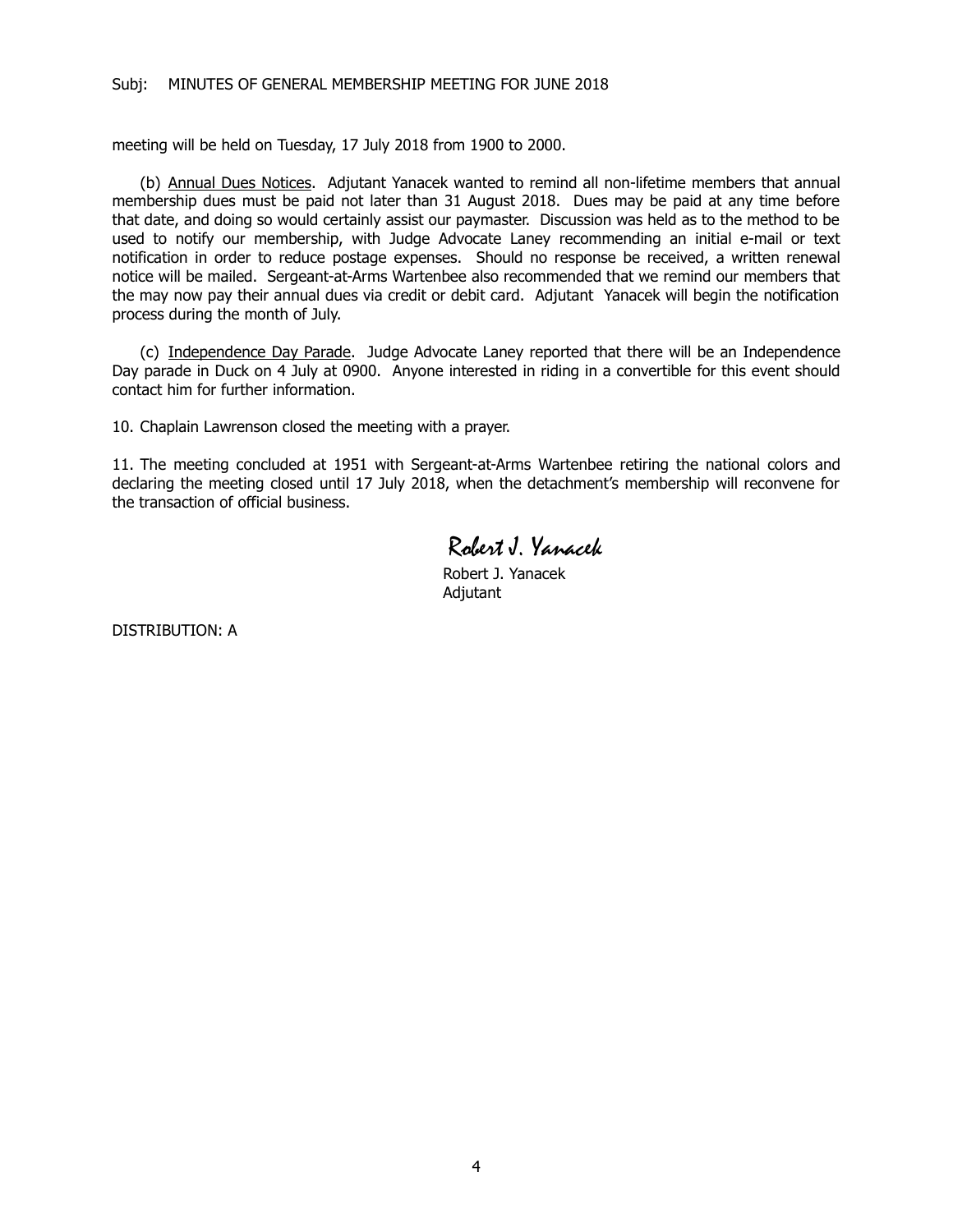meeting will be held on Tuesday, 17 July 2018 from 1900 to 2000.

(b) Annual Dues Notices. Adjutant Yanacek wanted to remind all non-lifetime members that annual membership dues must be paid not later than 31 August 2018. Dues may be paid at any time before that date, and doing so would certainly assist our paymaster. Discussion was held as to the method to be used to notify our membership, with Judge Advocate Laney recommending an initial e-mail or text notification in order to reduce postage expenses. Should no response be received, a written renewal notice will be mailed. Sergeant-at-Arms Wartenbee also recommended that we remind our members that the may now pay their annual dues via credit or debit card. Adjutant Yanacek will begin the notification process during the month of July.

(c) Independence Day Parade. Judge Advocate Laney reported that there will be an Independence Day parade in Duck on 4 July at 0900. Anyone interested in riding in a convertible for this event should contact him for further information.

10. Chaplain Lawrenson closed the meeting with a prayer.

11. The meeting concluded at 1951 with Sergeant-at-Arms Wartenbee retiring the national colors and declaring the meeting closed until 17 July 2018, when the detachment's membership will reconvene for the transaction of official business.

*Robert J. Yanacek*

Robert J. Yanacek
Adjutant

DISTRIBUTION: A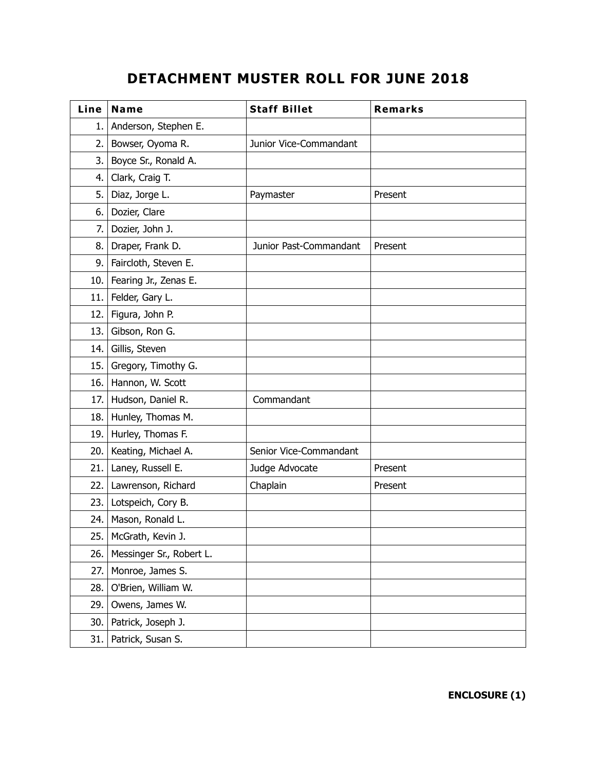# DETACHMENT MUSTER ROLL FOR JUNE 2018

| Line | Name | Staff Billet | Remarks |
|---|---|---|---|
| 1. | Anderson, Stephen E. | | |
| 2. | Bowser, Oyoma R. | Junior Vice-Commandant | |
| 3. | Boyce Sr., Ronald A. | | |
| 4. | Clark, Craig T. | | |
| 5. | Diaz, Jorge L. | Paymaster | Present |
| 6. | Dozier, Clare | | |
| 7. | Dozier, John J. | | |
| 8. | Draper, Frank D. | Junior Past-Commandant | Present |
| 9. | Faircloth, Steven E. | | |
| 10. | Fearing Jr., Zenas E. | | |
| 11. | Felder, Gary L. | | |
| 12. | Figura, John P. | | |
| 13. | Gibson, Ron G. | | |
| 14. | Gillis, Steven | | |
| 15. | Gregory, Timothy G. | | |
| 16. | Hannon, W. Scott | | |
| 17. | Hudson, Daniel R. | Commandant | |
| 18. | Hunley, Thomas M. | | |
| 19. | Hurley, Thomas F. | | |
| 20. | Keating, Michael A. | Senior Vice-Commandant | |
| 21. | Laney, Russell E. | Judge Advocate | Present |
| 22. | Lawrenson, Richard | Chaplain | Present |
| 23. | Lotspeich, Cory B. | | |
| 24. | Mason, Ronald L. | | |
| 25. | McGrath, Kevin J. | | |
| 26. | Messinger Sr., Robert L. | | |
| 27. | Monroe, James S. | | |
| 28. | O'Brien, William W. | | |
| 29. | Owens, James W. | | |
| 30. | Patrick, Joseph J. | | |
| 31. | Patrick, Susan S. | | |

**ENCLOSURE (1)**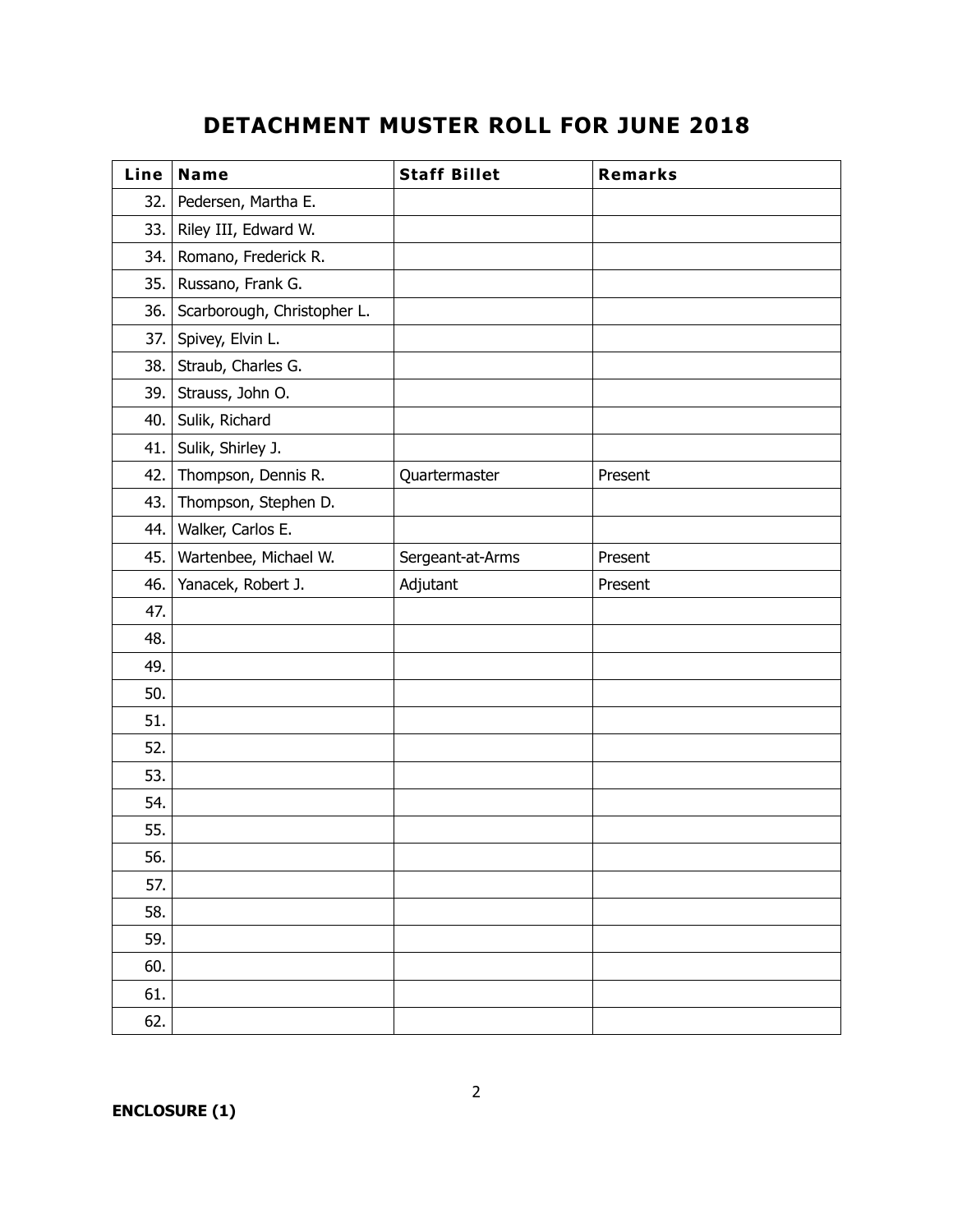# DETACHMENT MUSTER ROLL FOR JUNE 2018

| Line | Name | Staff Billet | Remarks |
|---|---|---|---|
| 32. | Pedersen, Martha E. | | |
| 33. | Riley III, Edward W. | | |
| 34. | Romano, Frederick R. | | |
| 35. | Russano, Frank G. | | |
| 36. | Scarborough, Christopher L. | | |
| 37. | Spivey, Elvin L. | | |
| 38. | Straub, Charles G. | | |
| 39. | Strauss, John O. | | |
| 40. | Sulik, Richard | | |
| 41. | Sulik, Shirley J. | | |
| 42. | Thompson, Dennis R. | Quartermaster | Present |
| 43. | Thompson, Stephen D. | | |
| 44. | Walker, Carlos E. | | |
| 45. | Wartenbee, Michael W. | Sergeant-at-Arms | Present |
| 46. | Yanacek, Robert J. | Adjutant | Present |
| 47. | | | |
| 48. | | | |
| 49. | | | |
| 50. | | | |
| 51. | | | |
| 52. | | | |
| 53. | | | |
| 54. | | | |
| 55. | | | |
| 56. | | | |
| 57. | | | |
| 58. | | | |
| 59. | | | |
| 60. | | | |
| 61. | | | |
| 62. | | | |

**ENCLOSURE (1)**